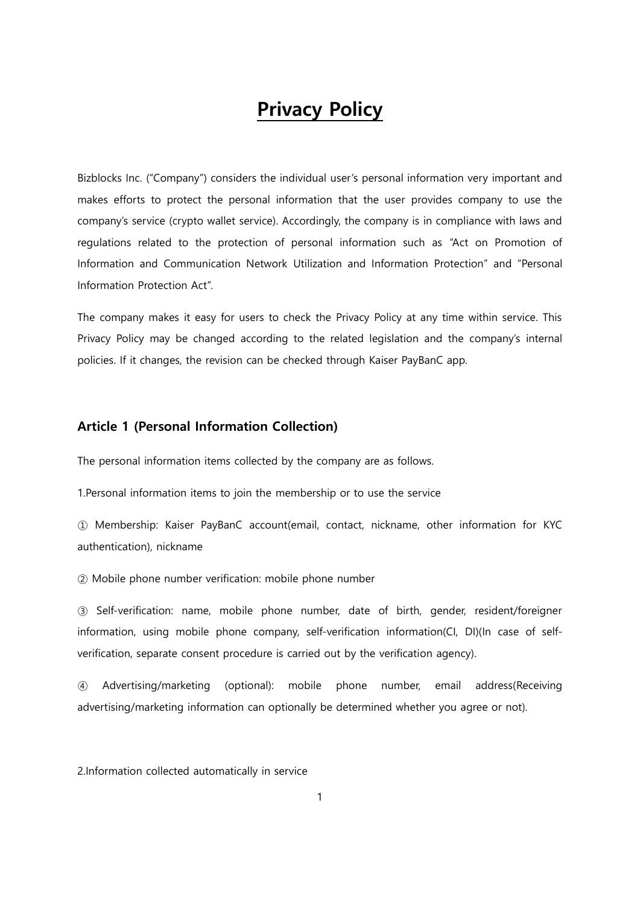# Privacy Policy

Bizblocks Inc. ("Company") considers the individual user's personal information very important and makes efforts to protect the personal information that the user provides company to use the company's service (crypto wallet service). Accordingly, the company is in compliance with laws and regulations related to the protection of personal information such as "Act on Promotion of Information and Communication Network Utilization and Information Protection" and "Personal Information Protection Act".

The company makes it easy for users to check the Privacy Policy at any time within service. This Privacy Policy may be changed according to the related legislation and the company's internal policies. If it changes, the revision can be checked through Kaiser PayBanC app.

### Article 1 (Personal Information Collection)

The personal information items collected by the company are as follows.

1.Personal information items to join the membership or to use the service

① Membership: Kaiser PayBanC account(email, contact, nickname, other information for KYC authentication), nickname

② Mobile phone number verification: mobile phone number

③ Self-verification: name, mobile phone number, date of birth, gender, resident/foreigner information, using mobile phone company, self-verification information(CI, DI)(In case of self-verification, separate consent procedure is carried out by the verification agency).

④ Advertising/marketing (optional): mobile phone number, email address(Receiving advertising/marketing information can optionally be determined whether you agree or not).

2.Information collected automatically in service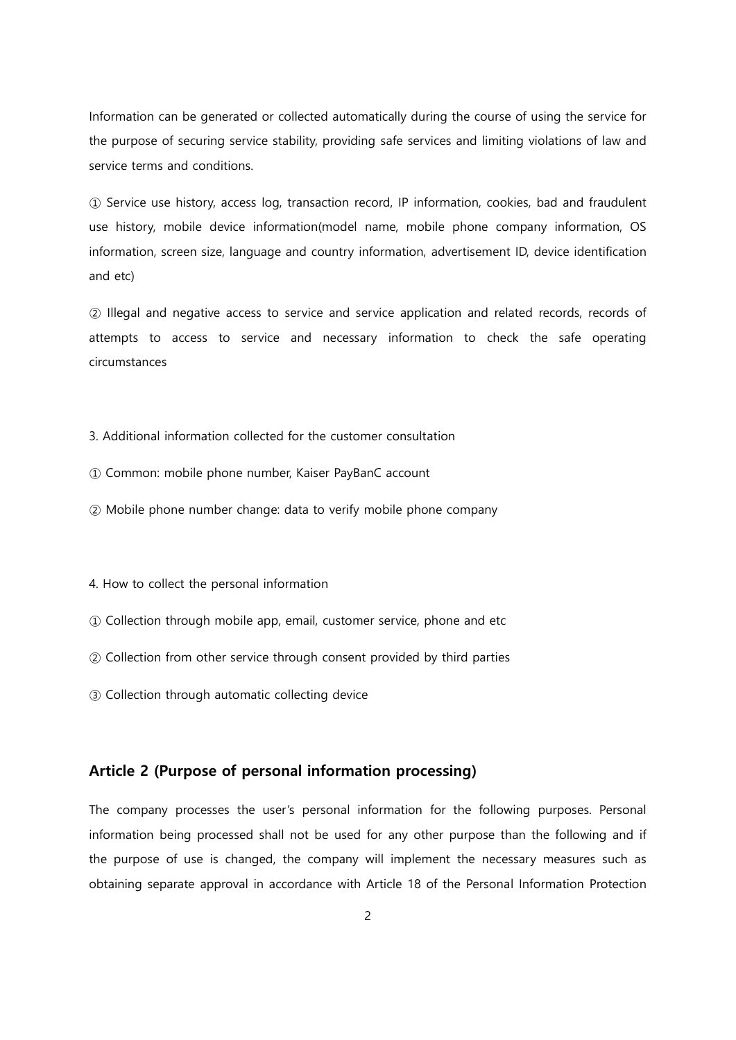Information can be generated or collected automatically during the course of using the service for the purpose of securing service stability, providing safe services and limiting violations of law and service terms and conditions.

① Service use history, access log, transaction record, IP information, cookies, bad and fraudulent use history, mobile device information(model name, mobile phone company information, OS information, screen size, language and country information, advertisement ID, device identification and etc)

② Illegal and negative access to service and service application and related records, records of attempts to access to service and necessary information to check the safe operating circumstances

3. Additional information collected for the customer consultation

① Common: mobile phone number, Kaiser PayBanC account

② Mobile phone number change: data to verify mobile phone company

4. How to collect the personal information

① Collection through mobile app, email, customer service, phone and etc

② Collection from other service through consent provided by third parties

③ Collection through automatic collecting device

## Article 2 (Purpose of personal information processing)

The company processes the user's personal information for the following purposes. Personal information being processed shall not be used for any other purpose than the following and if the purpose of use is changed, the company will implement the necessary measures such as obtaining separate approval in accordance with Article 18 of the Personal Information Protection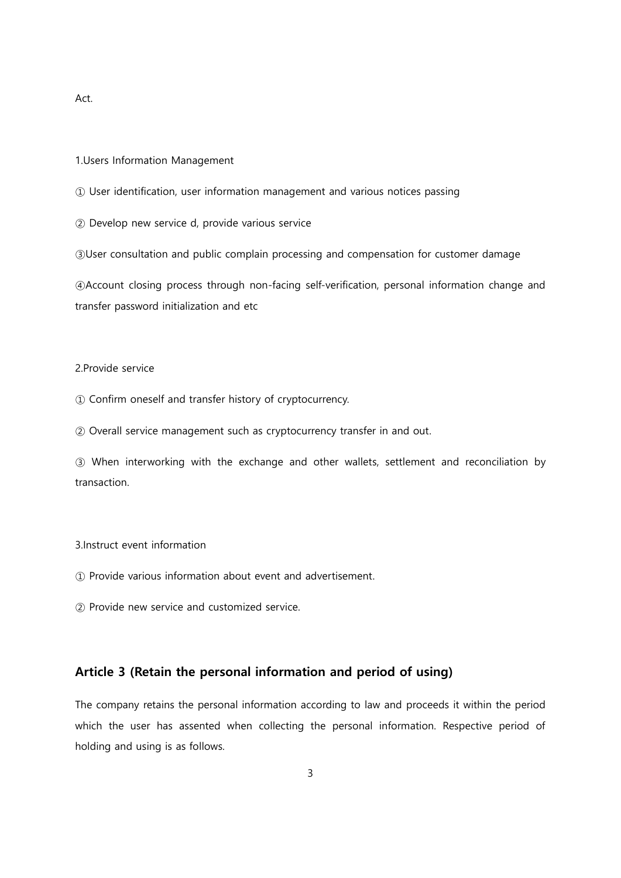Act.

1.Users Information Management

① User identification, user information management and various notices passing

② Develop new service d, provide various service

③User consultation and public complain processing and compensation for customer damage

④Account closing process through non-facing self-verification, personal information change and transfer password initialization and etc

2.Provide service

① Confirm oneself and transfer history of cryptocurrency.

② Overall service management such as cryptocurrency transfer in and out.

③ When interworking with the exchange and other wallets, settlement and reconciliation by transaction.

3.Instruct event information

① Provide various information about event and advertisement.

② Provide new service and customized service.

## Article 3 (Retain the personal information and period of using)

The company retains the personal information according to law and proceeds it within the period which the user has assented when collecting the personal information. Respective period of holding and using is as follows.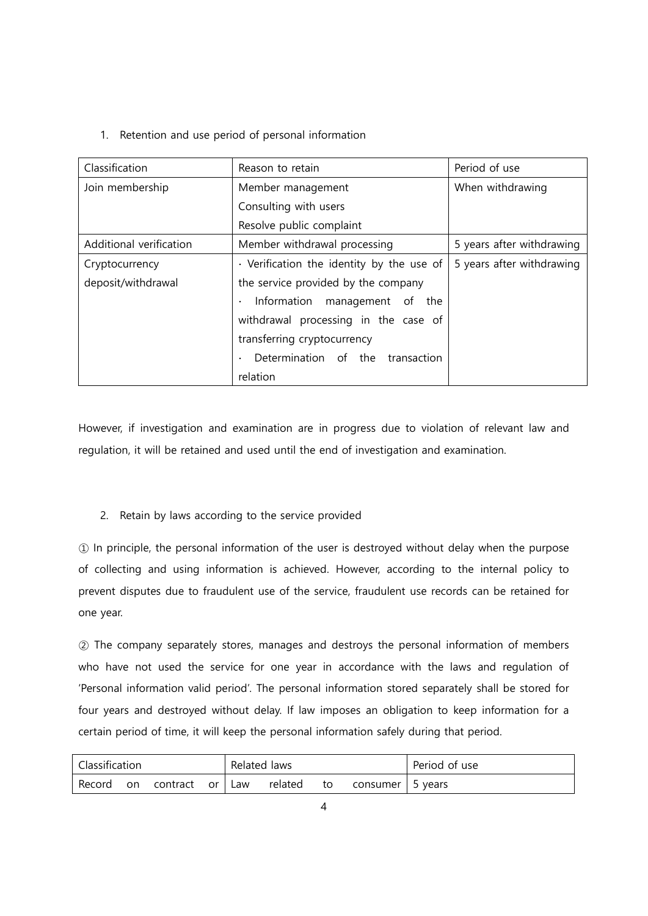1. Retention and use period of personal information

| Classification | Reason to retain | Period of use |
|---|---|---|
| Join membership | Member management<br>Consulting with users<br>Resolve public complaint | When withdrawing |
| Additional verification | Member withdrawal processing | 5 years after withdrawing |
| Cryptocurrency deposit/withdrawal | · Verification the identity by the use of the service provided by the company<br>· Information management of the withdrawal processing in the case of transferring cryptocurrency<br>· Determination of the transaction relation | 5 years after withdrawing |

However, if investigation and examination are in progress due to violation of relevant law and regulation, it will be retained and used until the end of investigation and examination.

2. Retain by laws according to the service provided

① In principle, the personal information of the user is destroyed without delay when the purpose of collecting and using information is achieved. However, according to the internal policy to prevent disputes due to fraudulent use of the service, fraudulent use records can be retained for one year.

② The company separately stores, manages and destroys the personal information of members who have not used the service for one year in accordance with the laws and regulation of 'Personal information valid period'. The personal information stored separately shall be stored for four years and destroyed without delay. If law imposes an obligation to keep information for a certain period of time, it will keep the personal information safely during that period.

| Classification | Related laws | Period of use |
|---|---|---|
| Record on contract or | Law related to consumer | 5 years |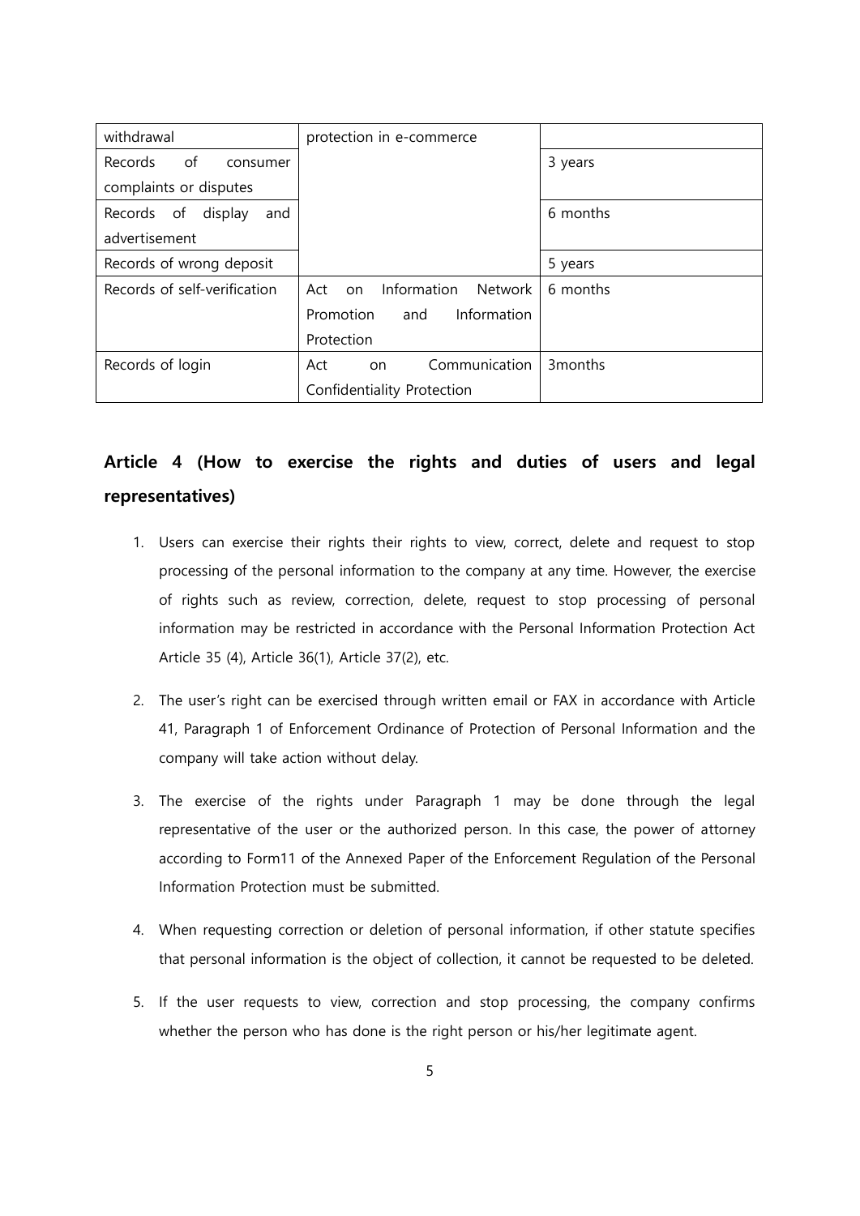| withdrawal | protection in e-commerce | |
|---|---|---|
| Records of consumer complaints or disputes | | 3 years |
| Records of display and advertisement | | 6 months |
| Records of wrong deposit | | 5 years |
| Records of self-verification | Act on Information Network Promotion and Information Protection | 6 months |
| Records of login | Act on Communication Confidentiality Protection | 3months |

## Article 4 (How to exercise the rights and duties of users and legal representatives)

1. Users can exercise their rights their rights to view, correct, delete and request to stop processing of the personal information to the company at any time. However, the exercise of rights such as review, correction, delete, request to stop processing of personal information may be restricted in accordance with the Personal Information Protection Act Article 35 (4), Article 36(1), Article 37(2), etc.

2. The user's right can be exercised through written email or FAX in accordance with Article 41, Paragraph 1 of Enforcement Ordinance of Protection of Personal Information and the company will take action without delay.

3. The exercise of the rights under Paragraph 1 may be done through the legal representative of the user or the authorized person. In this case, the power of attorney according to Form11 of the Annexed Paper of the Enforcement Regulation of the Personal Information Protection must be submitted.

4. When requesting correction or deletion of personal information, if other statute specifies that personal information is the object of collection, it cannot be requested to be deleted.

5. If the user requests to view, correction and stop processing, the company confirms whether the person who has done is the right person or his/her legitimate agent.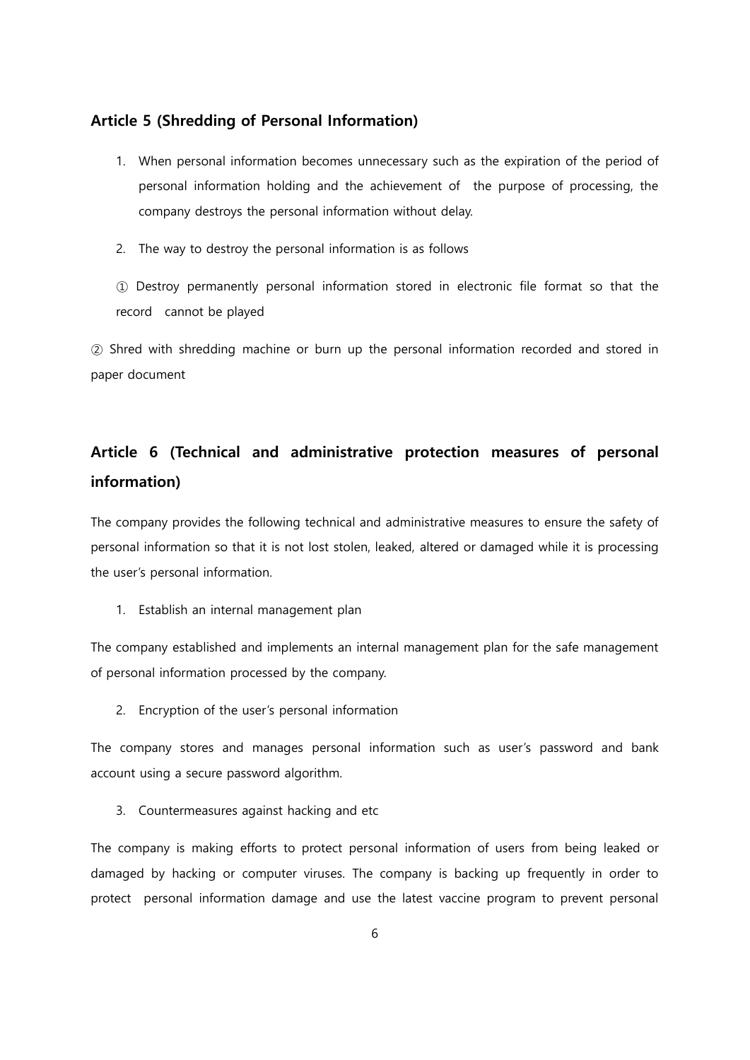## Article 5 (Shredding of Personal Information)

1. When personal information becomes unnecessary such as the expiration of the period of personal information holding and the achievement of the purpose of processing, the company destroys the personal information without delay.

2. The way to destroy the personal information is as follows

① Destroy permanently personal information stored in electronic file format so that the record cannot be played

② Shred with shredding machine or burn up the personal information recorded and stored in paper document

## Article 6 (Technical and administrative protection measures of personal information)

The company provides the following technical and administrative measures to ensure the safety of personal information so that it is not lost stolen, leaked, altered or damaged while it is processing the user's personal information.

1. Establish an internal management plan

The company established and implements an internal management plan for the safe management of personal information processed by the company.

2. Encryption of the user's personal information

The company stores and manages personal information such as user's password and bank account using a secure password algorithm.

3. Countermeasures against hacking and etc

The company is making efforts to protect personal information of users from being leaked or damaged by hacking or computer viruses. The company is backing up frequently in order to protect personal information damage and use the latest vaccine program to prevent personal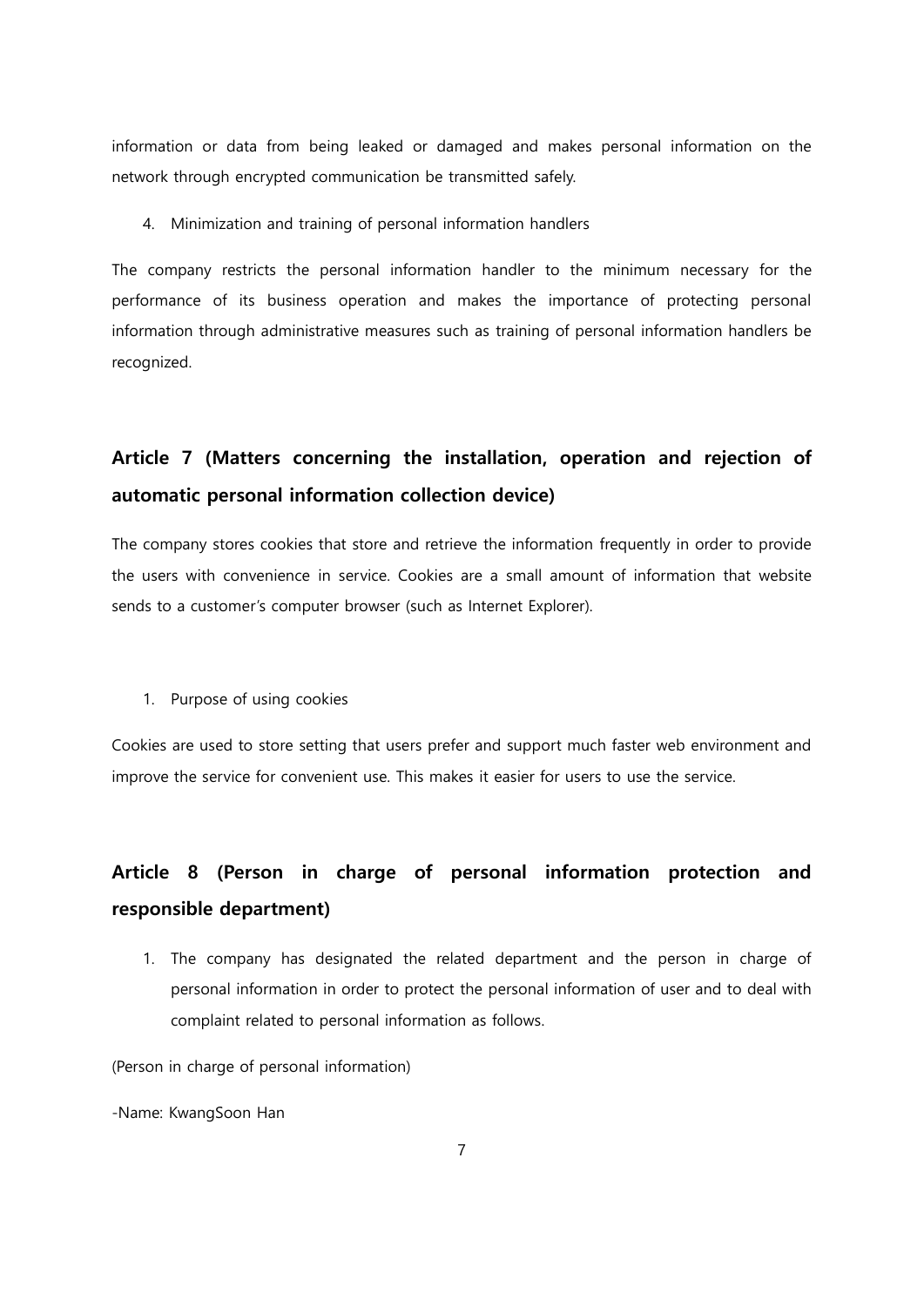information or data from being leaked or damaged and makes personal information on the network through encrypted communication be transmitted safely.

4. Minimization and training of personal information handlers

The company restricts the personal information handler to the minimum necessary for the performance of its business operation and makes the importance of protecting personal information through administrative measures such as training of personal information handlers be recognized.

## Article 7 (Matters concerning the installation, operation and rejection of automatic personal information collection device)

The company stores cookies that store and retrieve the information frequently in order to provide the users with convenience in service. Cookies are a small amount of information that website sends to a customer's computer browser (such as Internet Explorer).

1. Purpose of using cookies

Cookies are used to store setting that users prefer and support much faster web environment and improve the service for convenient use. This makes it easier for users to use the service.

## Article 8 (Person in charge of personal information protection and responsible department)

1. The company has designated the related department and the person in charge of personal information in order to protect the personal information of user and to deal with complaint related to personal information as follows.

(Person in charge of personal information)

-Name: KwangSoon Han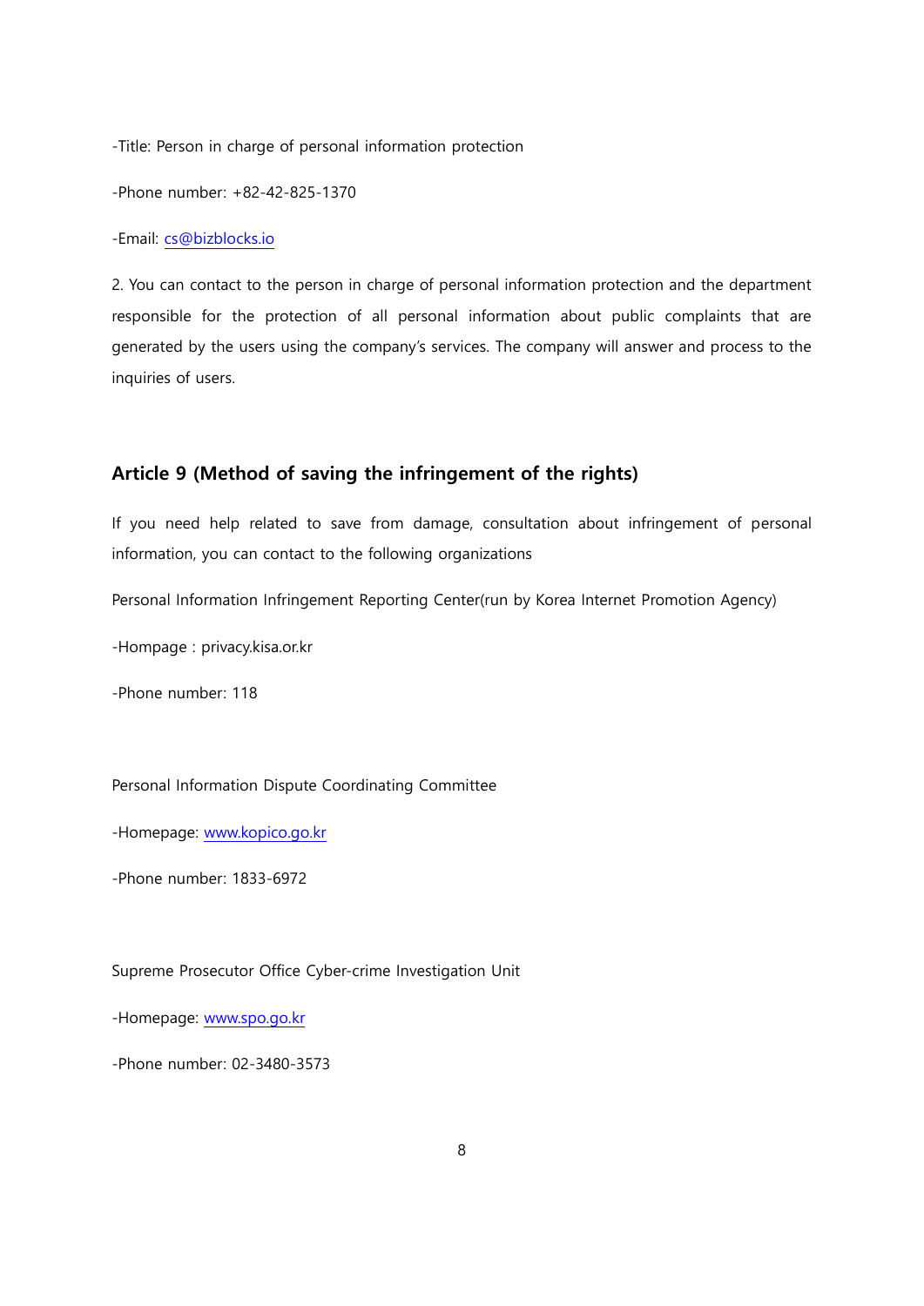-Title: Person in charge of personal information protection

-Phone number: +82-42-825-1370

-Email: cs@bizblocks.io

2. You can contact to the person in charge of personal information protection and the department responsible for the protection of all personal information about public complaints that are generated by the users using the company's services. The company will answer and process to the inquiries of users.

## Article 9 (Method of saving the infringement of the rights)

If you need help related to save from damage, consultation about infringement of personal information, you can contact to the following organizations

Personal Information Infringement Reporting Center(run by Korea Internet Promotion Agency)

-Hompage : privacy.kisa.or.kr

-Phone number: 118

Personal Information Dispute Coordinating Committee

-Homepage: www.kopico.go.kr

-Phone number: 1833-6972

Supreme Prosecutor Office Cyber-crime Investigation Unit

-Homepage: www.spo.go.kr

-Phone number: 02-3480-3573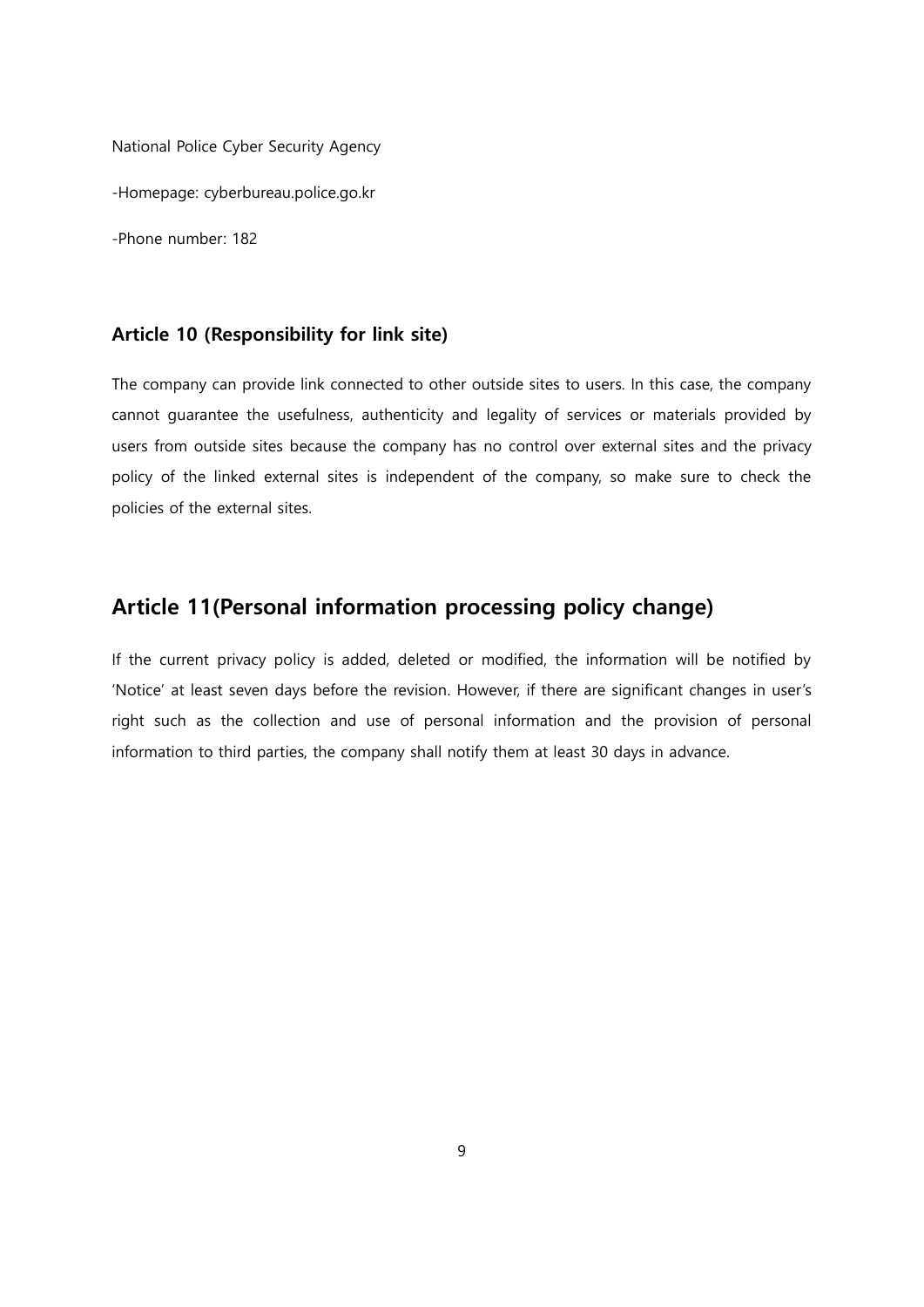National Police Cyber Security Agency

-Homepage: cyberbureau.police.go.kr

-Phone number: 182

### Article 10 (Responsibility for link site)

The company can provide link connected to other outside sites to users. In this case, the company cannot guarantee the usefulness, authenticity and legality of services or materials provided by users from outside sites because the company has no control over external sites and the privacy policy of the linked external sites is independent of the company, so make sure to check the policies of the external sites.

## Article 11(Personal information processing policy change)

If the current privacy policy is added, deleted or modified, the information will be notified by 'Notice' at least seven days before the revision. However, if there are significant changes in user's right such as the collection and use of personal information and the provision of personal information to third parties, the company shall notify them at least 30 days in advance.